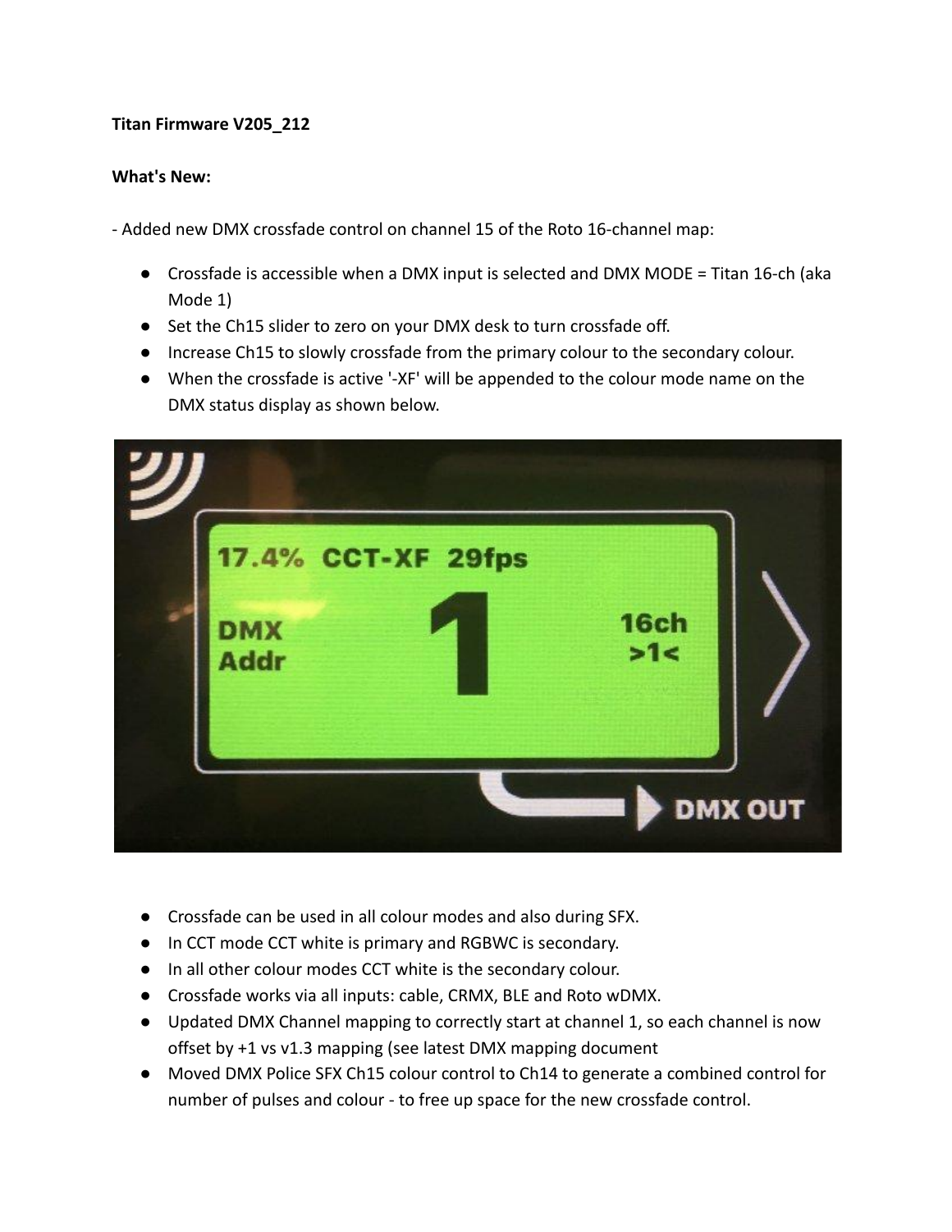**Titan Firmware V205_212**

**What's New:**

- Added new DMX crossfade control on channel 15 of the Roto 16-channel map:

- Crossfade is accessible when a DMX input is selected and DMX MODE = Titan 16-ch (aka Mode 1)
- Set the Ch15 slider to zero on your DMX desk to turn crossfade off.
- Increase Ch15 to slowly crossfade from the primary colour to the secondary colour.
- When the crossfade is active '-XF' will be appended to the colour mode name on the DMX status display as shown below.

- Crossfade can be used in all colour modes and also during SFX.
- In CCT mode CCT white is primary and RGBWC is secondary.
- In all other colour modes CCT white is the secondary colour.
- Crossfade works via all inputs: cable, CRMX, BLE and Roto wDMX.
- Updated DMX Channel mapping to correctly start at channel 1, so each channel is now offset by +1 vs v1.3 mapping (see latest DMX mapping document
- Moved DMX Police SFX Ch15 colour control to Ch14 to generate a combined control for number of pulses and colour - to free up space for the new crossfade control.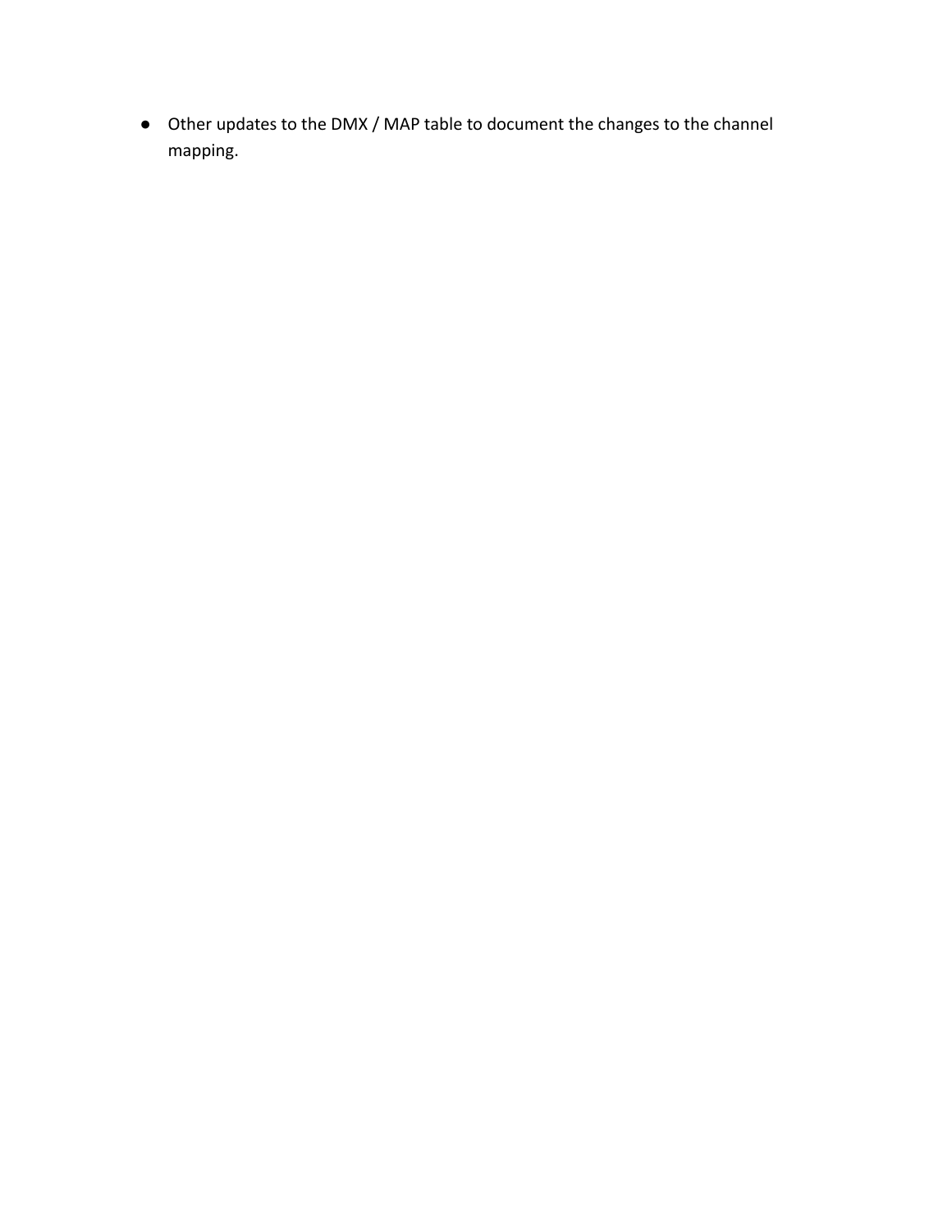- Other updates to the DMX / MAP table to document the changes to the channel mapping.